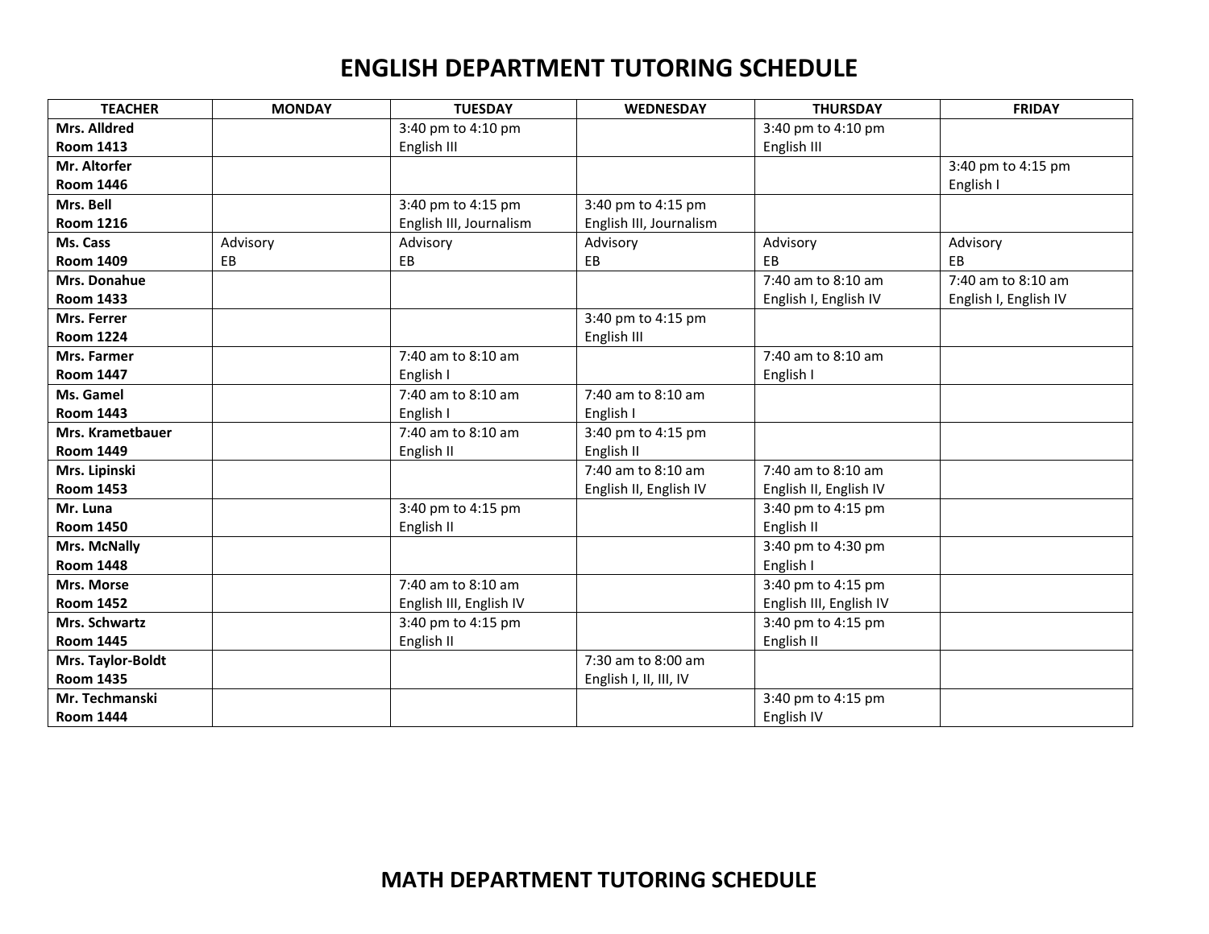# ENGLISH DEPARTMENT TUTORING SCHEDULE

| TEACHER | MONDAY | TUESDAY | WEDNESDAY | THURSDAY | FRIDAY |
|---|---|---|---|---|---|
| **Mrs. Alldred Room 1413** | | 3:40 pm to 4:10 pm English III | | 3:40 pm to 4:10 pm English III | |
| **Mr. Altorfer Room 1446** | | | | | 3:40 pm to 4:15 pm English I |
| **Mrs. Bell Room 1216** | | 3:40 pm to 4:15 pm English III, Journalism | 3:40 pm to 4:15 pm English III, Journalism | | |
| **Ms. Cass Room 1409** | Advisory EB | Advisory EB | Advisory EB | Advisory EB | Advisory EB |
| **Mrs. Donahue Room 1433** | | | | 7:40 am to 8:10 am English I, English IV | 7:40 am to 8:10 am English I, English IV |
| **Mrs. Ferrer Room 1224** | | | 3:40 pm to 4:15 pm English III | | |
| **Mrs. Farmer Room 1447** | | 7:40 am to 8:10 am English I | | 7:40 am to 8:10 am English I | |
| **Ms. Gamel Room 1443** | | 7:40 am to 8:10 am English I | 7:40 am to 8:10 am English I | | |
| **Mrs. Krametbauer Room 1449** | | 7:40 am to 8:10 am English II | 3:40 pm to 4:15 pm English II | | |
| **Mrs. Lipinski Room 1453** | | | 7:40 am to 8:10 am English II, English IV | 7:40 am to 8:10 am English II, English IV | |
| **Mr. Luna Room 1450** | | 3:40 pm to 4:15 pm English II | | 3:40 pm to 4:15 pm English II | |
| **Mrs. McNally Room 1448** | | | | 3:40 pm to 4:30 pm English I | |
| **Mrs. Morse Room 1452** | | 7:40 am to 8:10 am English III, English IV | | 3:40 pm to 4:15 pm English III, English IV | |
| **Mrs. Schwartz Room 1445** | | 3:40 pm to 4:15 pm English II | | 3:40 pm to 4:15 pm English II | |
| **Mrs. Taylor-Boldt Room 1435** | | | 7:30 am to 8:00 am English I, II, III, IV | | |
| **Mr. Techmanski Room 1444** | | | | 3:40 pm to 4:15 pm English IV | |

# MATH DEPARTMENT TUTORING SCHEDULE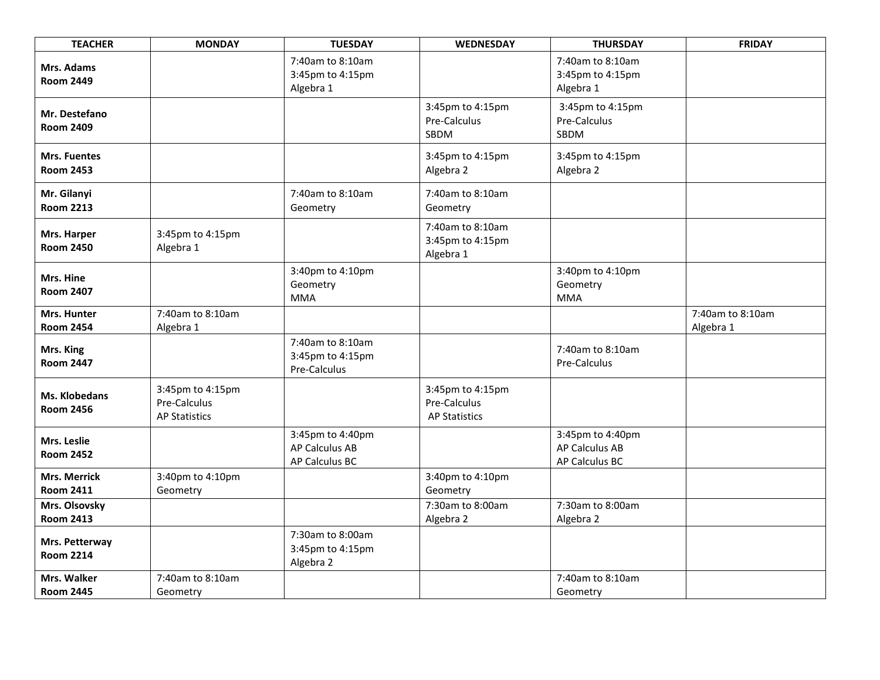| TEACHER | MONDAY | TUESDAY | WEDNESDAY | THURSDAY | FRIDAY |
|---|---|---|---|---|---|
| **Mrs. Adams**<br>**Room 2449** | | 7:40am to 8:10am<br>3:45pm to 4:15pm<br>Algebra 1 | | 7:40am to 8:10am<br>3:45pm to 4:15pm<br>Algebra 1 | |
| **Mr. Destefano**<br>**Room 2409** | | | 3:45pm to 4:15pm<br>Pre-Calculus<br>SBDM | 3:45pm to 4:15pm<br>Pre-Calculus<br>SBDM | |
| **Mrs. Fuentes**<br>**Room 2453** | | | 3:45pm to 4:15pm<br>Algebra 2 | 3:45pm to 4:15pm<br>Algebra 2 | |
| **Mr. Gilanyi**<br>**Room 2213** | | 7:40am to 8:10am<br>Geometry | 7:40am to 8:10am<br>Geometry | | |
| **Mrs. Harper**<br>**Room 2450** | 3:45pm to 4:15pm<br>Algebra 1 | | 7:40am to 8:10am<br>3:45pm to 4:15pm<br>Algebra 1 | | |
| **Mrs. Hine**<br>**Room 2407** | | 3:40pm to 4:10pm<br>Geometry<br>MMA | | 3:40pm to 4:10pm<br>Geometry<br>MMA | |
| **Mrs. Hunter**<br>**Room 2454** | 7:40am to 8:10am<br>Algebra 1 | | | | 7:40am to 8:10am<br>Algebra 1 |
| **Mrs. King**<br>**Room 2447** | | 7:40am to 8:10am<br>3:45pm to 4:15pm<br>Pre-Calculus | | 7:40am to 8:10am<br>Pre-Calculus | |
| **Ms. Klobedans**<br>**Room 2456** | 3:45pm to 4:15pm<br>Pre-Calculus<br>AP Statistics | | 3:45pm to 4:15pm<br>Pre-Calculus<br>AP Statistics | | |
| **Mrs. Leslie**<br>**Room 2452** | | 3:45pm to 4:40pm<br>AP Calculus AB<br>AP Calculus BC | | 3:45pm to 4:40pm<br>AP Calculus AB<br>AP Calculus BC | |
| **Mrs. Merrick**<br>**Room 2411** | 3:40pm to 4:10pm<br>Geometry | | 3:40pm to 4:10pm<br>Geometry | | |
| **Mrs. Olsovsky**<br>**Room 2413** | | | 7:30am to 8:00am<br>Algebra 2 | 7:30am to 8:00am<br>Algebra 2 | |
| **Mrs. Petterway**<br>**Room 2214** | | 7:30am to 8:00am<br>3:45pm to 4:15pm<br>Algebra 2 | | | |
| **Mrs. Walker**<br>**Room 2445** | 7:40am to 8:10am<br>Geometry | | | 7:40am to 8:10am<br>Geometry | |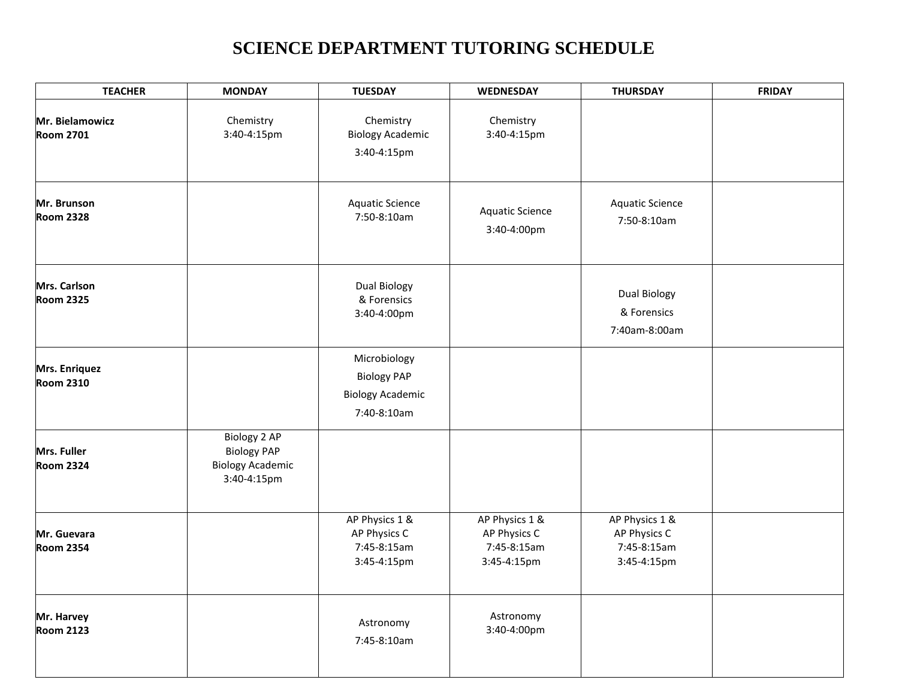# SCIENCE DEPARTMENT TUTORING SCHEDULE

| TEACHER | MONDAY | TUESDAY | WEDNESDAY | THURSDAY | FRIDAY |
|---|---|---|---|---|---|
| **Mr. Bielamowicz Room 2701** | Chemistry 3:40-4:15pm | Chemistry Biology Academic 3:40-4:15pm | Chemistry 3:40-4:15pm | | |
| **Mr. Brunson Room 2328** | | Aquatic Science 7:50-8:10am | Aquatic Science 3:40-4:00pm | Aquatic Science 7:50-8:10am | |
| **Mrs. Carlson Room 2325** | | Dual Biology & Forensics 3:40-4:00pm | | Dual Biology & Forensics 7:40am-8:00am | |
| **Mrs. Enriquez Room 2310** | | Microbiology Biology PAP Biology Academic 7:40-8:10am | | | |
| **Mrs. Fuller Room 2324** | Biology 2 AP Biology PAP Biology Academic 3:40-4:15pm | | | | |
| **Mr. Guevara Room 2354** | | AP Physics 1 & AP Physics C 7:45-8:15am 3:45-4:15pm | AP Physics 1 & AP Physics C 7:45-8:15am 3:45-4:15pm | AP Physics 1 & AP Physics C 7:45-8:15am 3:45-4:15pm | |
| **Mr. Harvey Room 2123** | | Astronomy 7:45-8:10am | Astronomy 3:40-4:00pm | | |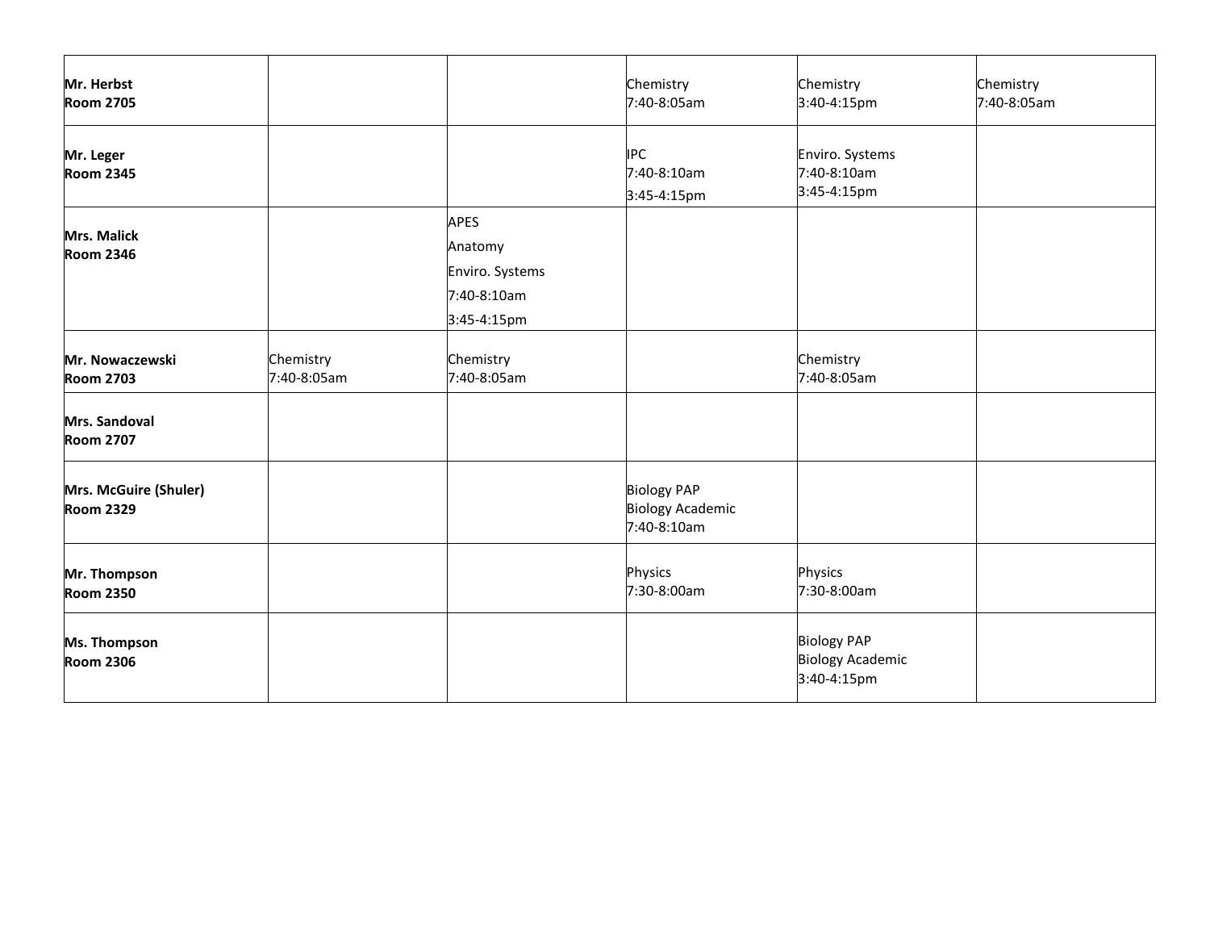| | | | | | |
|---|---|---|---|---|---|
| **Mr. Herbst**<br>**Room 2705** | | | Chemistry<br>7:40-8:05am | Chemistry<br>3:40-4:15pm | Chemistry<br>7:40-8:05am |
| **Mr. Leger**<br>**Room 2345** | | | IPC<br>7:40-8:10am<br>3:45-4:15pm | Enviro. Systems<br>7:40-8:10am<br>3:45-4:15pm | |
| **Mrs. Malick**<br>**Room 2346** | | APES<br>Anatomy<br>Enviro. Systems<br>7:40-8:10am<br>3:45-4:15pm | | | |
| **Mr. Nowaczewski**<br>**Room 2703** | Chemistry<br>7:40-8:05am | Chemistry<br>7:40-8:05am | | Chemistry<br>7:40-8:05am | |
| **Mrs. Sandoval**<br>**Room 2707** | | | | | |
| **Mrs. McGuire (Shuler)**<br>**Room 2329** | | | Biology PAP<br>Biology Academic<br>7:40-8:10am | | |
| **Mr. Thompson**<br>**Room 2350** | | | Physics<br>7:30-8:00am | Physics<br>7:30-8:00am | |
| **Ms. Thompson**<br>**Room 2306** | | | | Biology PAP<br>Biology Academic<br>3:40-4:15pm | |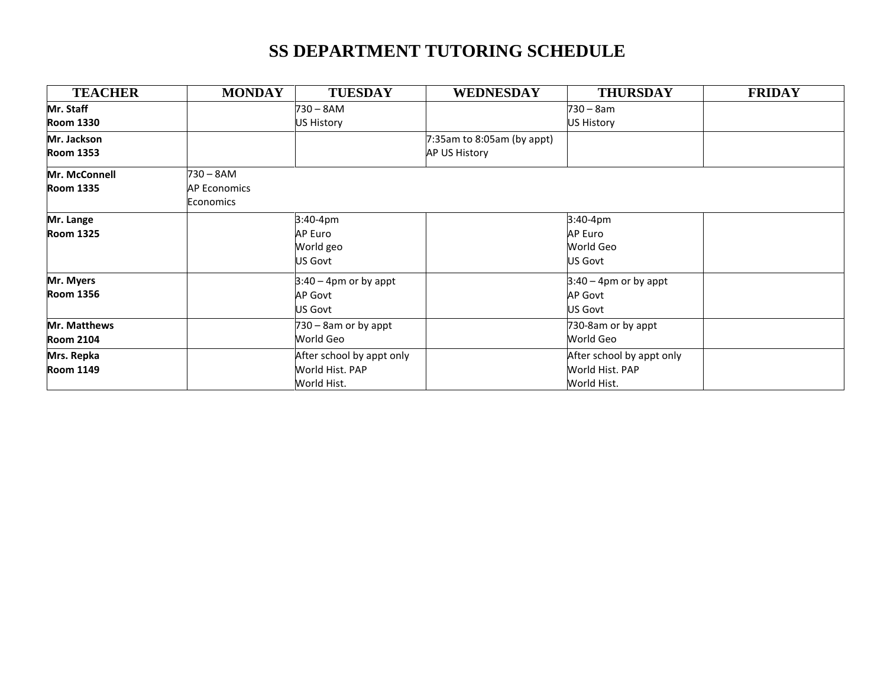# SS DEPARTMENT TUTORING SCHEDULE

| TEACHER | MONDAY | TUESDAY | WEDNESDAY | THURSDAY | FRIDAY |
|---|---|---|---|---|---|
| **Mr. Staff**<br>**Room 1330** | | 730 – 8AM<br>US History | | 730 – 8am<br>US History | |
| **Mr. Jackson**<br>**Room 1353** | | | 7:35am to 8:05am (by appt)<br>AP US History | | |
| **Mr. McConnell**<br>**Room 1335** | 730 – 8AM<br>AP Economics<br>Economics | | | | |
| **Mr. Lange**<br>**Room 1325** | | 3:40-4pm<br>AP Euro<br>World geo<br>US Govt | | 3:40-4pm<br>AP Euro<br>World Geo<br>US Govt | |
| **Mr. Myers**<br>**Room 1356** | | 3:40 – 4pm or by appt<br>AP Govt<br>US Govt | | 3:40 – 4pm or by appt<br>AP Govt<br>US Govt | |
| **Mr. Matthews**<br>**Room 2104** | | 730 – 8am or by appt<br>World Geo | | 730-8am or by appt<br>World Geo | |
| **Mrs. Repka**<br>**Room 1149** | | After school by appt only<br>World Hist. PAP<br>World Hist. | | After school by appt only<br>World Hist. PAP<br>World Hist. | |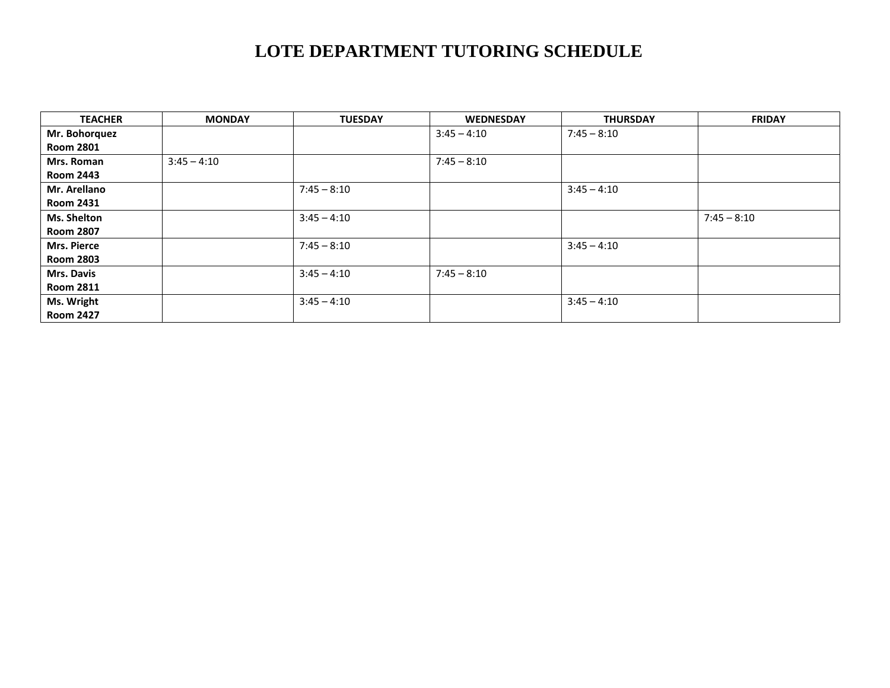# LOTE DEPARTMENT TUTORING SCHEDULE

| TEACHER | MONDAY | TUESDAY | WEDNESDAY | THURSDAY | FRIDAY |
|---|---|---|---|---|---|
| **Mr. Bohorquez Room 2801** | | | 3:45 – 4:10 | 7:45 – 8:10 | |
| **Mrs. Roman Room 2443** | 3:45 – 4:10 | | 7:45 – 8:10 | | |
| **Mr. Arellano Room 2431** | | 7:45 – 8:10 | | 3:45 – 4:10 | |
| **Ms. Shelton Room 2807** | | 3:45 – 4:10 | | | 7:45 – 8:10 |
| **Mrs. Pierce Room 2803** | | 7:45 – 8:10 | | 3:45 – 4:10 | |
| **Mrs. Davis Room 2811** | | 3:45 – 4:10 | 7:45 – 8:10 | | |
| **Ms. Wright Room 2427** | | 3:45 – 4:10 | | 3:45 – 4:10 | |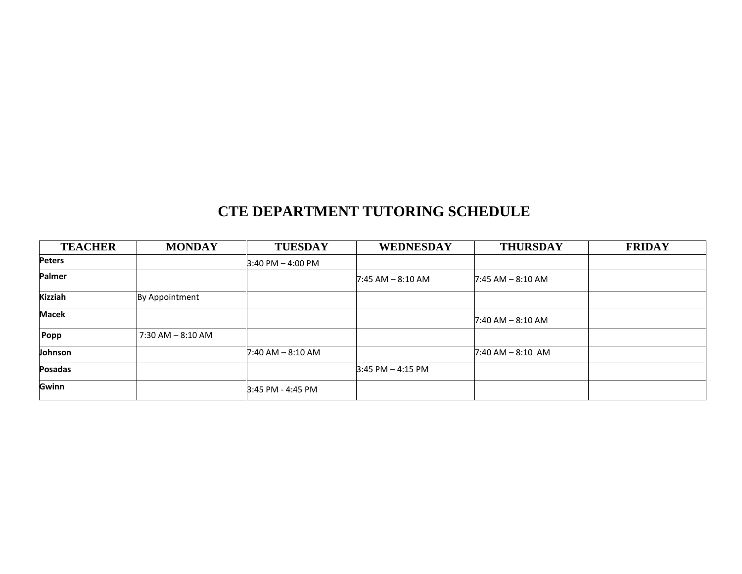# CTE DEPARTMENT TUTORING SCHEDULE

| TEACHER | MONDAY | TUESDAY | WEDNESDAY | THURSDAY | FRIDAY |
|---|---|---|---|---|---|
| **Peters** | | 3:40 PM – 4:00 PM | | | |
| **Palmer** | | | 7:45 AM – 8:10 AM | 7:45 AM – 8:10 AM | |
| **Kizziah** | By Appointment | | | | |
| **Macek** | | | | 7:40 AM – 8:10 AM | |
| **Popp** | 7:30 AM – 8:10 AM | | | | |
| **Johnson** | | 7:40 AM – 8:10 AM | | 7:40 AM – 8:10 AM | |
| **Posadas** | | | 3:45 PM – 4:15 PM | | |
| **Gwinn** | | 3:45 PM - 4:45 PM | | | |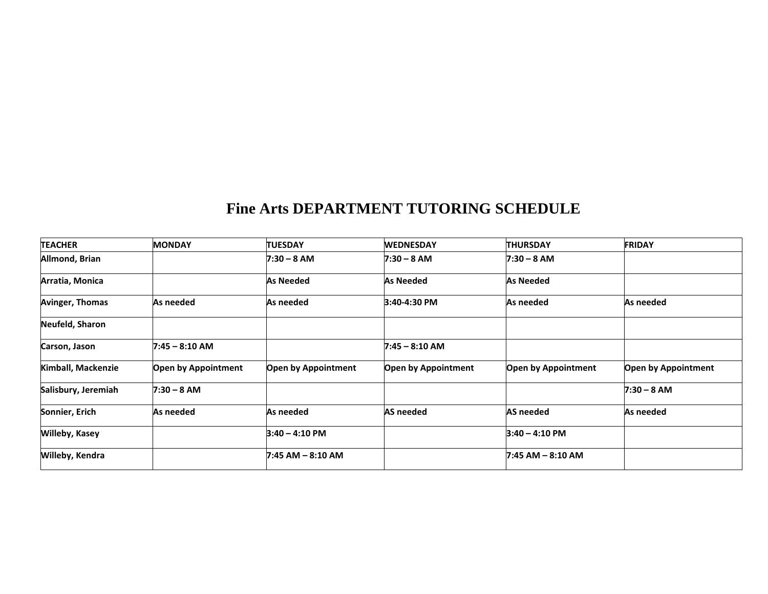# Fine Arts DEPARTMENT TUTORING SCHEDULE

| TEACHER | MONDAY | TUESDAY | WEDNESDAY | THURSDAY | FRIDAY |
|---|---|---|---|---|---|
| Allmond, Brian | | 7:30 – 8 AM | 7:30 – 8 AM | 7:30 – 8 AM | |
| Arratia, Monica | | As Needed | As Needed | As Needed | |
| Avinger, Thomas | As needed | As needed | 3:40-4:30 PM | As needed | As needed |
| Neufeld, Sharon | | | | | |
| Carson, Jason | 7:45 – 8:10 AM | | 7:45 – 8:10 AM | | |
| Kimball, Mackenzie | Open by Appointment | Open by Appointment | Open by Appointment | Open by Appointment | Open by Appointment |
| Salisbury, Jeremiah | 7:30 – 8 AM | | | | 7:30 – 8 AM |
| Sonnier, Erich | As needed | As needed | AS needed | AS needed | As needed |
| Willeby, Kasey | | 3:40 – 4:10 PM | | 3:40 – 4:10 PM | |
| Willeby, Kendra | | 7:45 AM – 8:10 AM | | 7:45 AM – 8:10 AM | |